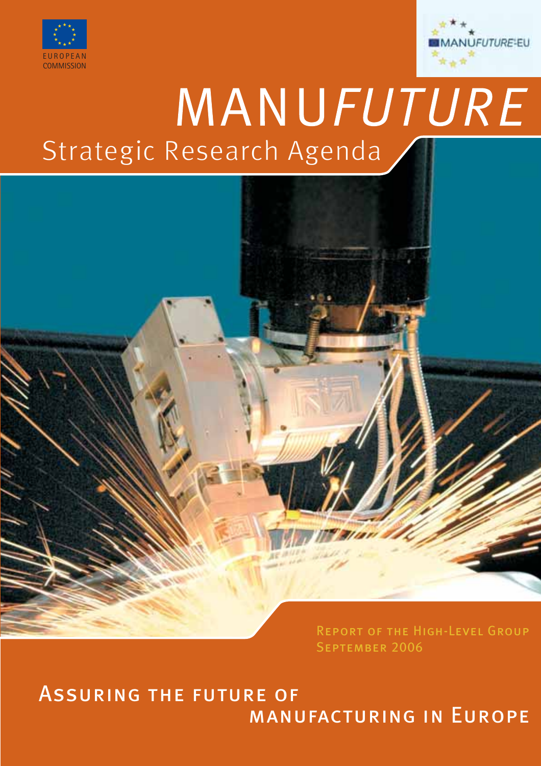EUROPEAN COMMISSION

MANUFUTURE-EU

# MANU*FUTURE*

## Strategic Research Agenda

Report of the High-Level Group
September 2006

## Assuring the future of manufacturing in Europe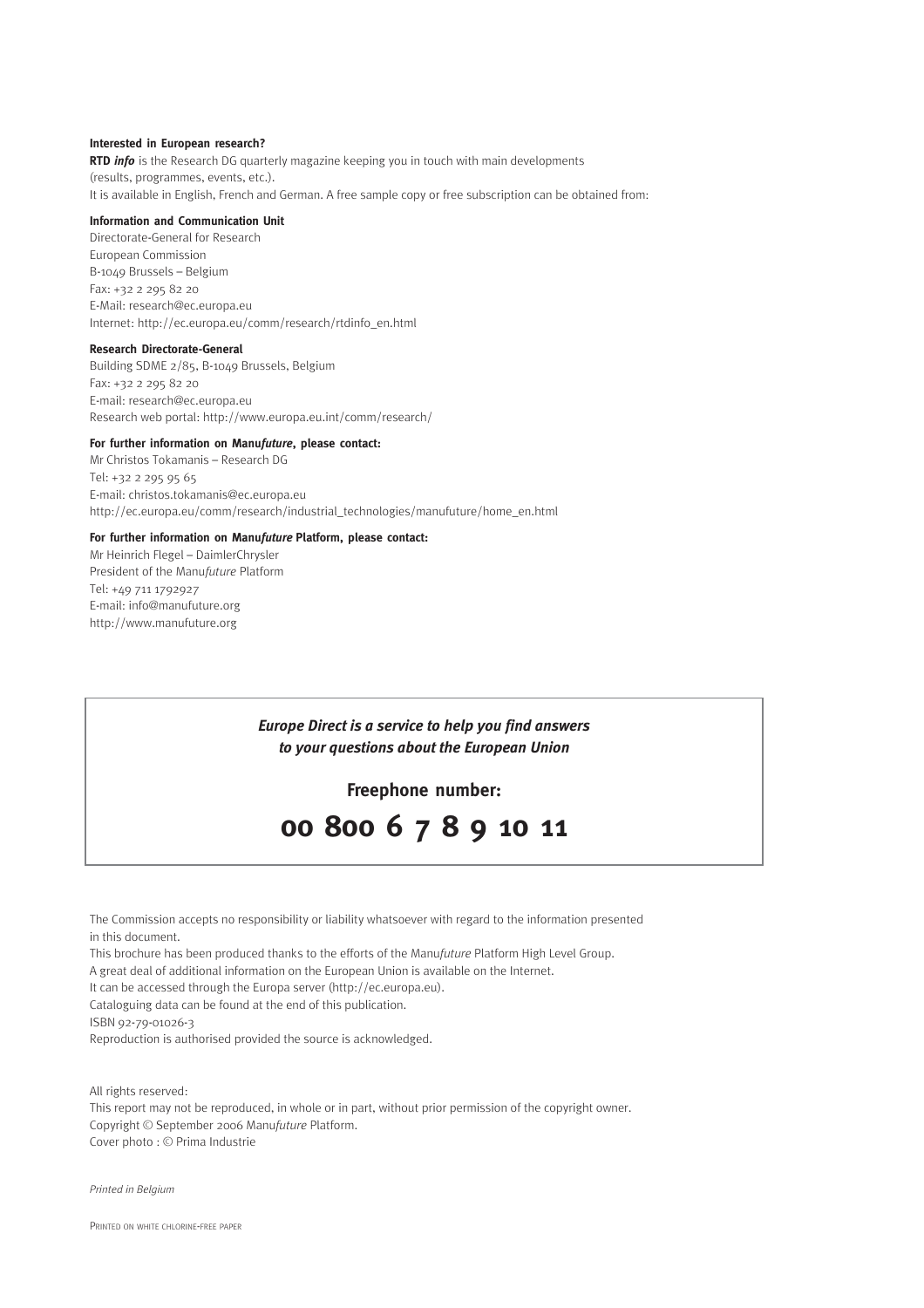**Interested in European research?**

**RTD *info*** is the Research DG quarterly magazine keeping you in touch with main developments
(results, programmes, events, etc.).
It is available in English, French and German. A free sample copy or free subscription can be obtained from:

**Information and Communication Unit**

Directorate-General for Research
European Commission
B-1049 Brussels – Belgium
Fax: +32 2 295 82 20
E-Mail: research@ec.europa.eu
Internet: http://ec.europa.eu/comm/research/rtdinfo_en.html

**Research Directorate-General**

Building SDME 2/85, B-1049 Brussels, Belgium
Fax: +32 2 295 82 20
E-mail: research@ec.europa.eu
Research web portal: http://www.europa.eu.int/comm/research/

**For further information on Manu*future*, please contact:**

Mr Christos Tokamanis – Research DG
Tel: +32 2 295 95 65
E-mail: christos.tokamanis@ec.europa.eu
http://ec.europa.eu/comm/research/industrial_technologies/manufuture/home_en.html

**For further information on Manu*future* Platform, please contact:**

Mr Heinrich Flegel – DaimlerChrysler
President of the Manu*future* Platform
Tel: +49 711 1792927
E-mail: info@manufuture.org
http://www.manufuture.org

***Europe Direct is a service to help you find answers to your questions about the European Union***

**Freephone number:**

## 00 800 6 7 8 9 10 11

The Commission accepts no responsibility or liability whatsoever with regard to the information presented in this document.
This brochure has been produced thanks to the efforts of the Manu*future* Platform High Level Group.
A great deal of additional information on the European Union is available on the Internet.
It can be accessed through the Europa server (http://ec.europa.eu).
Cataloguing data can be found at the end of this publication.
ISBN 92-79-01026-3
Reproduction is authorised provided the source is acknowledged.

All rights reserved:
This report may not be reproduced, in whole or in part, without prior permission of the copyright owner.
Copyright © September 2006 Manu*future* Platform.
Cover photo : © Prima Industrie

*Printed in Belgium*

PRINTED ON WHITE CHLORINE-FREE PAPER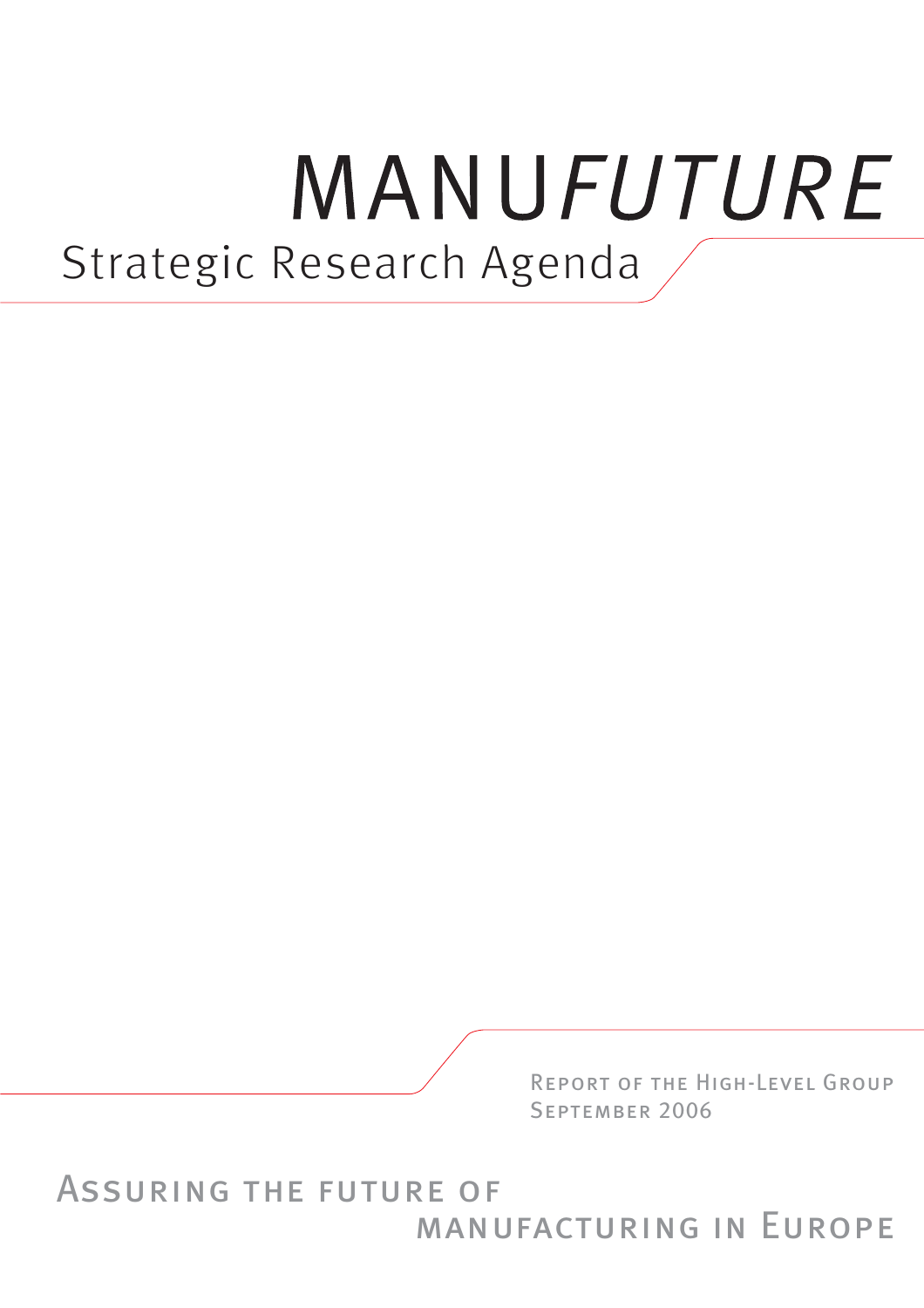# MANU*FUTURE*

## Strategic Research Agenda

Report of the High-Level Group
September 2006

Assuring the future of
manufacturing in Europe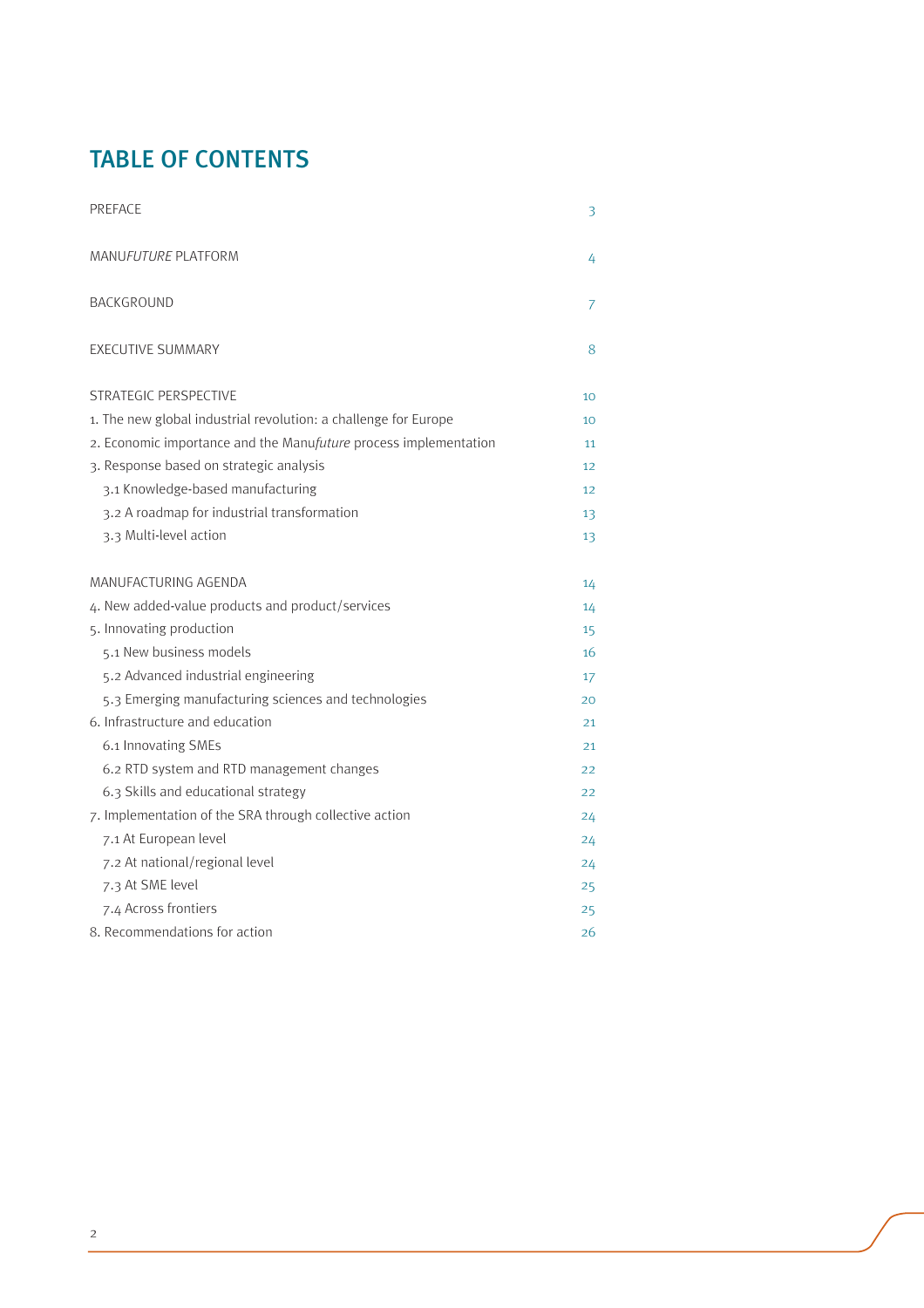# TABLE OF CONTENTS

| | |
|---|---|
| PREFACE | 3 |
| MANU*FUTURE* PLATFORM | 4 |
| BACKGROUND | 7 |
| EXECUTIVE SUMMARY | 8 |
| STRATEGIC PERSPECTIVE | 10 |
| 1. The new global industrial revolution: a challenge for Europe | 10 |
| 2. Economic importance and the Manu*future* process implementation | 11 |
| 3. Response based on strategic analysis | 12 |
| 3.1 Knowledge-based manufacturing | 12 |
| 3.2 A roadmap for industrial transformation | 13 |
| 3.3 Multi-level action | 13 |
| MANUFACTURING AGENDA | 14 |
| 4. New added-value products and product/services | 14 |
| 5. Innovating production | 15 |
| 5.1 New business models | 16 |
| 5.2 Advanced industrial engineering | 17 |
| 5.3 Emerging manufacturing sciences and technologies | 20 |
| 6. Infrastructure and education | 21 |
| 6.1 Innovating SMEs | 21 |
| 6.2 RTD system and RTD management changes | 22 |
| 6.3 Skills and educational strategy | 22 |
| 7. Implementation of the SRA through collective action | 24 |
| 7.1 At European level | 24 |
| 7.2 At national/regional level | 24 |
| 7.3 At SME level | 25 |
| 7.4 Across frontiers | 25 |
| 8. Recommendations for action | 26 |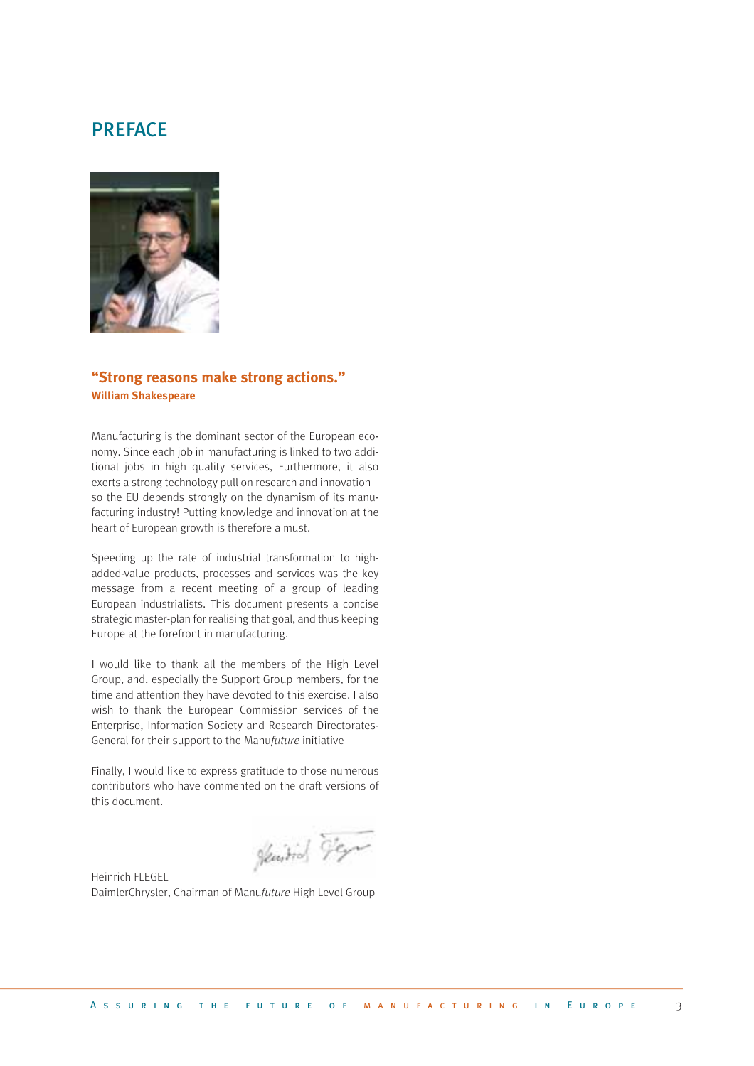# PREFACE

**"Strong reasons make strong actions."**
**William Shakespeare**

Manufacturing is the dominant sector of the European economy. Since each job in manufacturing is linked to two additional jobs in high quality services, Furthermore, it also exerts a strong technology pull on research and innovation – so the EU depends strongly on the dynamism of its manufacturing industry! Putting knowledge and innovation at the heart of European growth is therefore a must.

Speeding up the rate of industrial transformation to high-added-value products, processes and services was the key message from a recent meeting of a group of leading European industrialists. This document presents a concise strategic master-plan for realising that goal, and thus keeping Europe at the forefront in manufacturing.

I would like to thank all the members of the High Level Group, and, especially the Support Group members, for the time and attention they have devoted to this exercise. I also wish to thank the European Commission services of the Enterprise, Information Society and Research Directorates-General for their support to the Manu*future* initiative

Finally, I would like to express gratitude to those numerous contributors who have commented on the draft versions of this document.

Heinrich FLEGEL
DaimlerChrysler, Chairman of Manu*future* High Level Group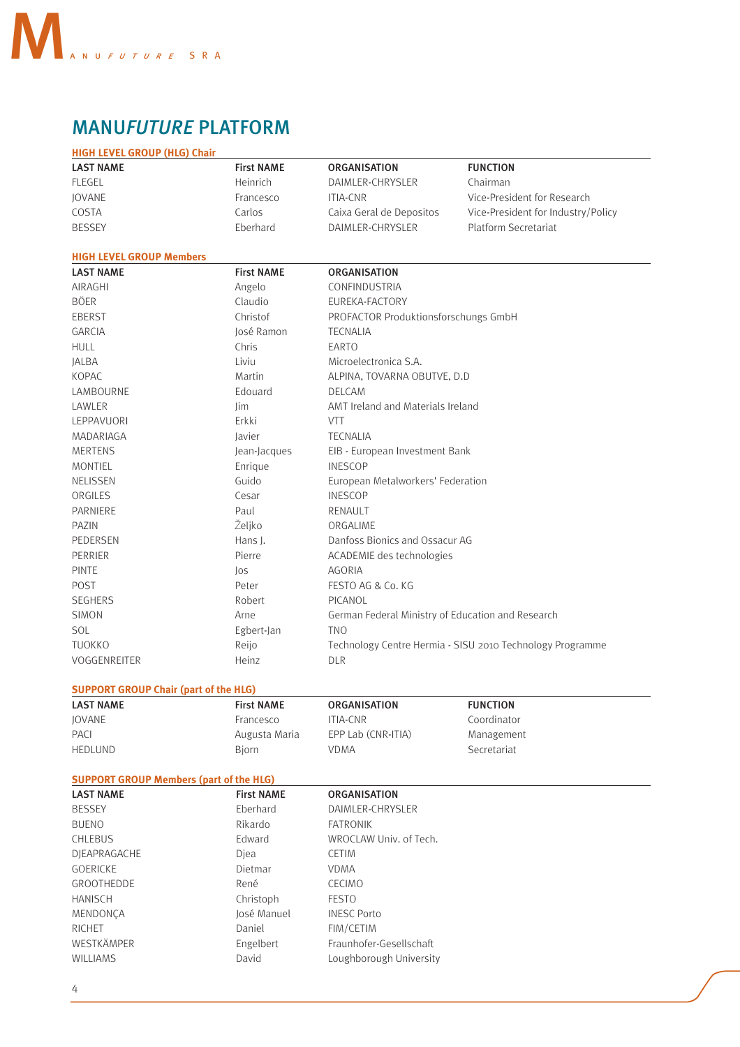# MANU*FUTURE* PLATFORM

### HIGH LEVEL GROUP (HLG) Chair

| LAST NAME | First NAME | ORGANISATION | FUNCTION |
|---|---|---|---|
| FLEGEL | Heinrich | DAIMLER-CHRYSLER | Chairman |
| JOVANE | Francesco | ITIA-CNR | Vice-President for Research |
| COSTA | Carlos | Caixa Geral de Depositos | Vice-President for Industry/Policy |
| BESSEY | Eberhard | DAIMLER-CHRYSLER | Platform Secretariat |

### HIGH LEVEL GROUP Members

| LAST NAME | First NAME | ORGANISATION |
|---|---|---|
| AIRAGHI | Angelo | CONFINDUSTRIA |
| BÖER | Claudio | EUREKA-FACTORY |
| EBERST | Christof | PROFACTOR Produktionsforschungs GmbH |
| GARCIA | José Ramon | TECNALIA |
| HULL | Chris | EARTO |
| JALBA | Liviu | Microelectronica S.A. |
| KOPAC | Martin | ALPINA, TOVARNA OBUTVE, D.D |
| LAMBOURNE | Edouard | DELCAM |
| LAWLER | Jim | AMT Ireland and Materials Ireland |
| LEPPAVUORI | Erkki | VTT |
| MADARIAGA | Javier | TECNALIA |
| MERTENS | Jean-Jacques | EIB - European Investment Bank |
| MONTIEL | Enrique | INESCOP |
| NELISSEN | Guido | European Metalworkers' Federation |
| ORGILES | Cesar | INESCOP |
| PARNIERE | Paul | RENAULT |
| PAZIN | Željko | ORGALIME |
| PEDERSEN | Hans J. | Danfoss Bionics and Ossacur AG |
| PERRIER | Pierre | ACADEMIE des technologies |
| PINTE | Jos | AGORIA |
| POST | Peter | FESTO AG & Co. KG |
| SEGHERS | Robert | PICANOL |
| SIMON | Arne | German Federal Ministry of Education and Research |
| SOL | Egbert-Jan | TNO |
| TUOKKO | Reijo | Technology Centre Hermia - SISU 2010 Technology Programme |
| VOGGENREITER | Heinz | DLR |

### SUPPORT GROUP Chair (part of the HLG)

| LAST NAME | First NAME | ORGANISATION | FUNCTION |
|---|---|---|---|
| JOVANE | Francesco | ITIA-CNR | Coordinator |
| PACI | Augusta Maria | EPP Lab (CNR-ITIA) | Management |
| HEDLUND | Bjorn | VDMA | Secretariat |

### SUPPORT GROUP Members (part of the HLG)

| LAST NAME | First NAME | ORGANISATION |
|---|---|---|
| BESSEY | Eberhard | DAIMLER-CHRYSLER |
| BUENO | Rikardo | FATRONIK |
| CHLEBUS | Edward | WROCLAW Univ. of Tech. |
| DJEAPRAGACHE | Djea | CETIM |
| GOERICKE | Dietmar | VDMA |
| GROOTHEDDE | René | CECIMO |
| HANISCH | Christoph | FESTO |
| MENDONÇA | José Manuel | INESC Porto |
| RICHET | Daniel | FIM/CETIM |
| WESTKÄMPER | Engelbert | Fraunhofer-Gesellschaft |
| WILLIAMS | David | Loughborough University |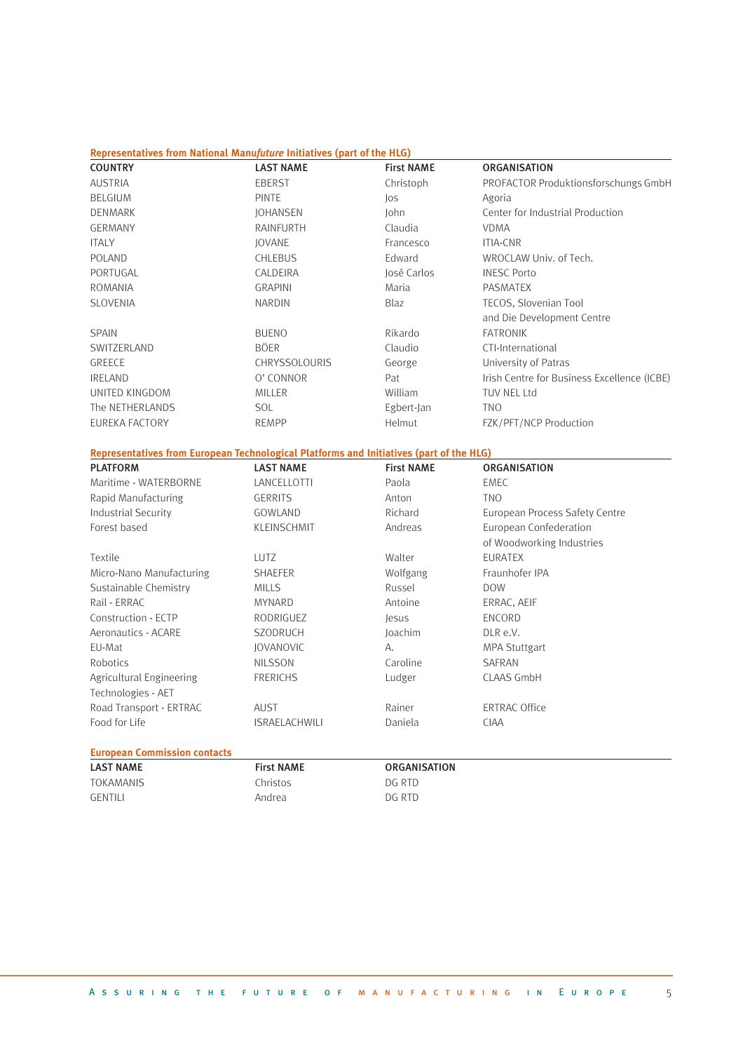### Representatives from National Manu*future* Initiatives (part of the HLG)

| COUNTRY | LAST NAME | First NAME | ORGANISATION |
|---|---|---|---|
| AUSTRIA | EBERST | Christoph | PROFACTOR Produktionsforschungs GmbH |
| BELGIUM | PINTE | Jos | Agoria |
| DENMARK | JOHANSEN | John | Center for Industrial Production |
| GERMANY | RAINFURTH | Claudia | VDMA |
| ITALY | JOVANE | Francesco | ITIA-CNR |
| POLAND | CHLEBUS | Edward | WROCLAW Univ. of Tech. |
| PORTUGAL | CALDEIRA | José Carlos | INESC Porto |
| ROMANIA | GRAPINI | Maria | PASMATEX |
| SLOVENIA | NARDIN | Blaz | TECOS, Slovenian Tool and Die Development Centre |
| SPAIN | BUENO | Rikardo | FATRONIK |
| SWITZERLAND | BÖER | Claudio | CTI-International |
| GREECE | CHRYSSOLOURIS | George | University of Patras |
| IRELAND | O' CONNOR | Pat | Irish Centre for Business Excellence (ICBE) |
| UNITED KINGDOM | MILLER | William | TUV NEL Ltd |
| The NETHERLANDS | SOL | Egbert-Jan | TNO |
| EUREKA FACTORY | REMPP | Helmut | FZK/PFT/NCP Production |

### Representatives from European Technological Platforms and Initiatives (part of the HLG)

| PLATFORM | LAST NAME | First NAME | ORGANISATION |
|---|---|---|---|
| Maritime - WATERBORNE | LANCELLOTTI | Paola | EMEC |
| Rapid Manufacturing | GERRITS | Anton | TNO |
| Industrial Security | GOWLAND | Richard | European Process Safety Centre |
| Forest based | KLEINSCHMIT | Andreas | European Confederation of Woodworking Industries |
| Textile | LUTZ | Walter | EURATEX |
| Micro-Nano Manufacturing | SHAEFER | Wolfgang | Fraunhofer IPA |
| Sustainable Chemistry | MILLS | Russel | DOW |
| Rail - ERRAC | MYNARD | Antoine | ERRAC, AEIF |
| Construction - ECTP | RODRIGUEZ | Jesus | ENCORD |
| Aeronautics - ACARE | SZODRUCH | Joachim | DLR e.V. |
| EU-Mat | JOVANOVIC | A. | MPA Stuttgart |
| Robotics | NILSSON | Caroline | SAFRAN |
| Agricultural Engineering Technologies - AET | FRERICHS | Ludger | CLAAS GmbH |
| Road Transport - ERTRAC | AUST | Rainer | ERTRAC Office |
| Food for Life | ISRAELACHWILI | Daniela | CIAA |

### European Commission contacts

| LAST NAME | First NAME | ORGANISATION |
|---|---|---|
| TOKAMANIS | Christos | DG RTD |
| GENTILI | Andrea | DG RTD |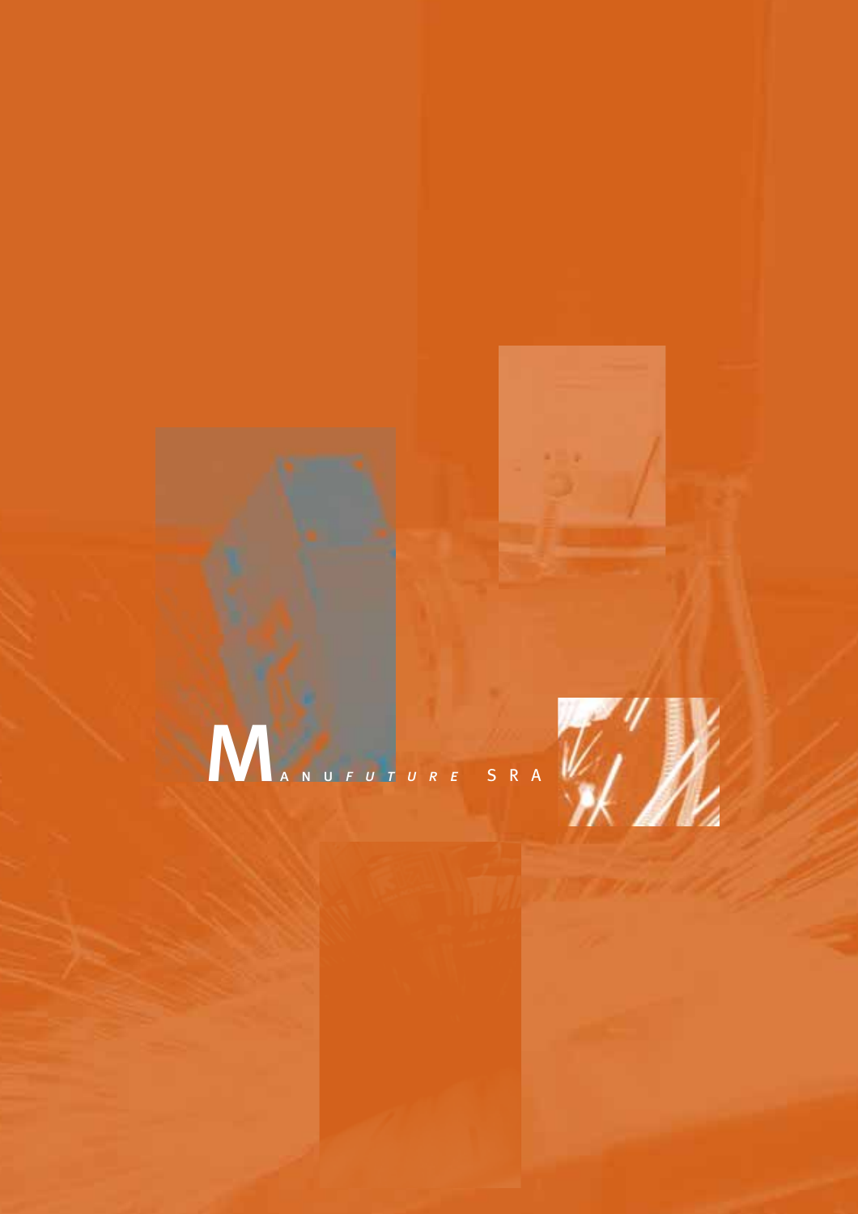# MANUFUTURE SRA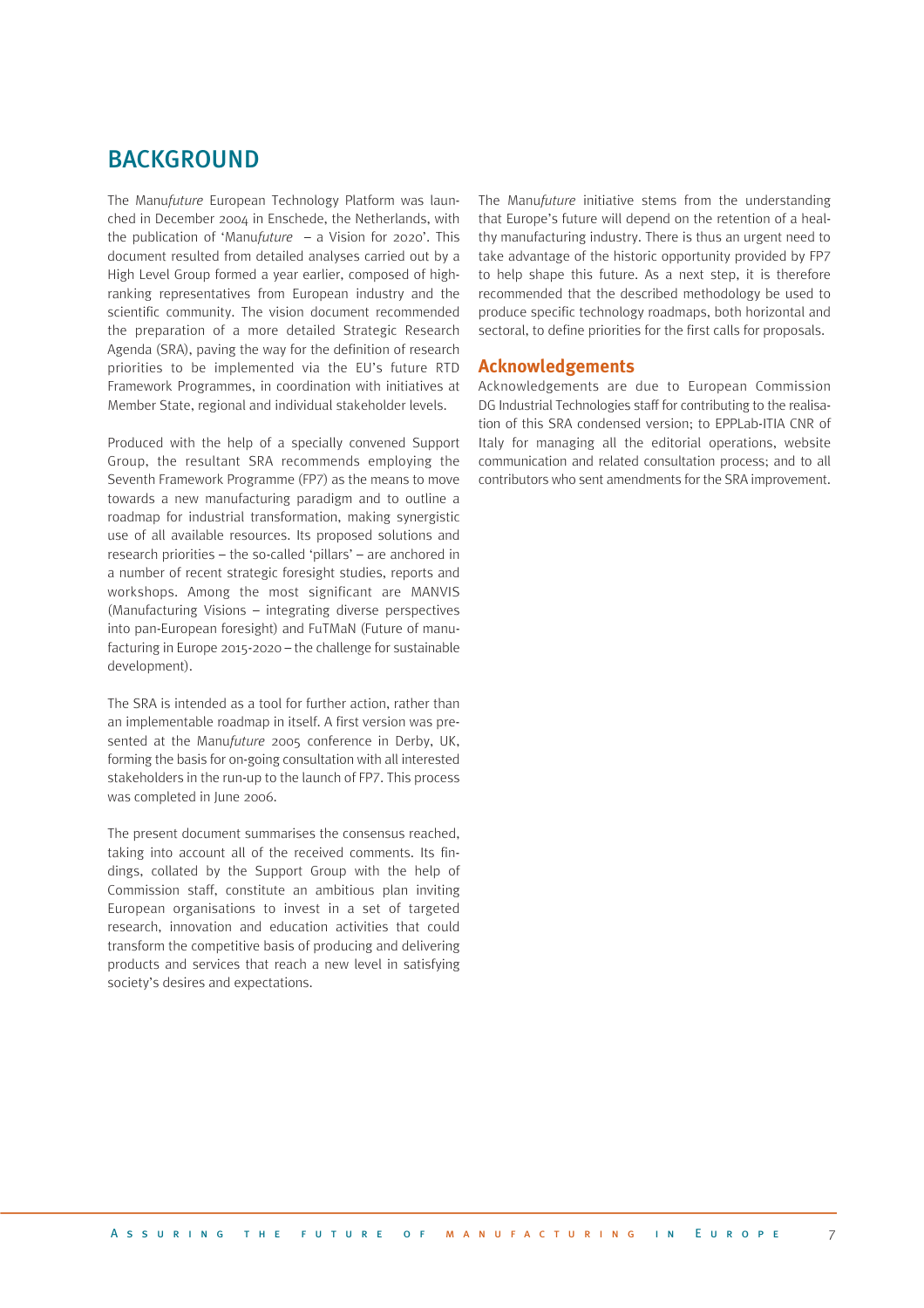# BACKGROUND

The Manu*future* European Technology Platform was launched in December 2004 in Enschede, the Netherlands, with the publication of 'Manu*future* – a Vision for 2020'. This document resulted from detailed analyses carried out by a High Level Group formed a year earlier, composed of high-ranking representatives from European industry and the scientific community. The vision document recommended the preparation of a more detailed Strategic Research Agenda (SRA), paving the way for the definition of research priorities to be implemented via the EU's future RTD Framework Programmes, in coordination with initiatives at Member State, regional and individual stakeholder levels.

Produced with the help of a specially convened Support Group, the resultant SRA recommends employing the Seventh Framework Programme (FP7) as the means to move towards a new manufacturing paradigm and to outline a roadmap for industrial transformation, making synergistic use of all available resources. Its proposed solutions and research priorities – the so-called 'pillars' – are anchored in a number of recent strategic foresight studies, reports and workshops. Among the most significant are MANVIS (Manufacturing Visions – integrating diverse perspectives into pan-European foresight) and FuTMaN (Future of manufacturing in Europe 2015-2020 – the challenge for sustainable development).

The SRA is intended as a tool for further action, rather than an implementable roadmap in itself. A first version was presented at the Manu*future* 2005 conference in Derby, UK, forming the basis for on-going consultation with all interested stakeholders in the run-up to the launch of FP7. This process was completed in June 2006.

The present document summarises the consensus reached, taking into account all of the received comments. Its findings, collated by the Support Group with the help of Commission staff, constitute an ambitious plan inviting European organisations to invest in a set of targeted research, innovation and education activities that could transform the competitive basis of producing and delivering products and services that reach a new level in satisfying society's desires and expectations.

The Manu*future* initiative stems from the understanding that Europe's future will depend on the retention of a healthy manufacturing industry. There is thus an urgent need to take advantage of the historic opportunity provided by FP7 to help shape this future. As a next step, it is therefore recommended that the described methodology be used to produce specific technology roadmaps, both horizontal and sectoral, to define priorities for the first calls for proposals.

## Acknowledgements

Acknowledgements are due to European Commission DG Industrial Technologies staff for contributing to the realisation of this SRA condensed version; to EPPLab-ITIA CNR of Italy for managing all the editorial operations, website communication and related consultation process; and to all contributors who sent amendments for the SRA improvement.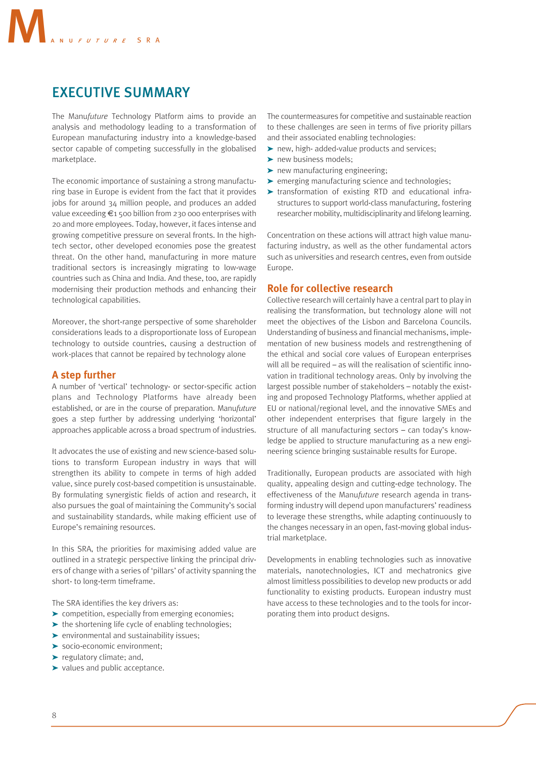# EXECUTIVE SUMMARY

The Manu*future* Technology Platform aims to provide an analysis and methodology leading to a transformation of European manufacturing industry into a knowledge-based sector capable of competing successfully in the globalised marketplace.

The economic importance of sustaining a strong manufacturing base in Europe is evident from the fact that it provides jobs for around 34 million people, and produces an added value exceeding €1 500 billion from 230 000 enterprises with 20 and more employees. Today, however, it faces intense and growing competitive pressure on several fronts. In the high-tech sector, other developed economies pose the greatest threat. On the other hand, manufacturing in more mature traditional sectors is increasingly migrating to low-wage countries such as China and India. And these, too, are rapidly modernising their production methods and enhancing their technological capabilities.

Moreover, the short-range perspective of some shareholder considerations leads to a disproportionate loss of European technology to outside countries, causing a destruction of work-places that cannot be repaired by technology alone

## A step further

A number of 'vertical' technology- or sector-specific action plans and Technology Platforms have already been established, or are in the course of preparation. Manu*future* goes a step further by addressing underlying 'horizontal' approaches applicable across a broad spectrum of industries.

It advocates the use of existing and new science-based solutions to transform European industry in ways that will strengthen its ability to compete in terms of high added value, since purely cost-based competition is unsustainable. By formulating synergistic fields of action and research, it also pursues the goal of maintaining the Community's social and sustainability standards, while making efficient use of Europe's remaining resources.

In this SRA, the priorities for maximising added value are outlined in a strategic perspective linking the principal drivers of change with a series of 'pillars' of activity spanning the short- to long-term timeframe.

The SRA identifies the key drivers as:

- competition, especially from emerging economies;
- the shortening life cycle of enabling technologies;
- environmental and sustainability issues;
- socio-economic environment;
- regulatory climate; and,
- values and public acceptance.

The countermeasures for competitive and sustainable reaction to these challenges are seen in terms of five priority pillars and their associated enabling technologies:

- new, high- added-value products and services;
- new business models;
- new manufacturing engineering;
- emerging manufacturing science and technologies;
- transformation of existing RTD and educational infrastructures to support world-class manufacturing, fostering researcher mobility, multidisciplinarity and lifelong learning.

Concentration on these actions will attract high value manufacturing industry, as well as the other fundamental actors such as universities and research centres, even from outside Europe.

## Role for collective research

Collective research will certainly have a central part to play in realising the transformation, but technology alone will not meet the objectives of the Lisbon and Barcelona Councils. Understanding of business and financial mechanisms, implementation of new business models and restrengthening of the ethical and social core values of European enterprises will all be required – as will the realisation of scientific innovation in traditional technology areas. Only by involving the largest possible number of stakeholders – notably the existing and proposed Technology Platforms, whether applied at EU or national/regional level, and the innovative SMEs and other independent enterprises that figure largely in the structure of all manufacturing sectors – can today's knowledge be applied to structure manufacturing as a new engineering science bringing sustainable results for Europe.

Traditionally, European products are associated with high quality, appealing design and cutting-edge technology. The effectiveness of the Manu*future* research agenda in transforming industry will depend upon manufacturers' readiness to leverage these strengths, while adapting continuously to the changes necessary in an open, fast-moving global industrial marketplace.

Developments in enabling technologies such as innovative materials, nanotechnologies, ICT and mechatronics give almost limitless possibilities to develop new products or add functionality to existing products. European industry must have access to these technologies and to the tools for incorporating them into product designs.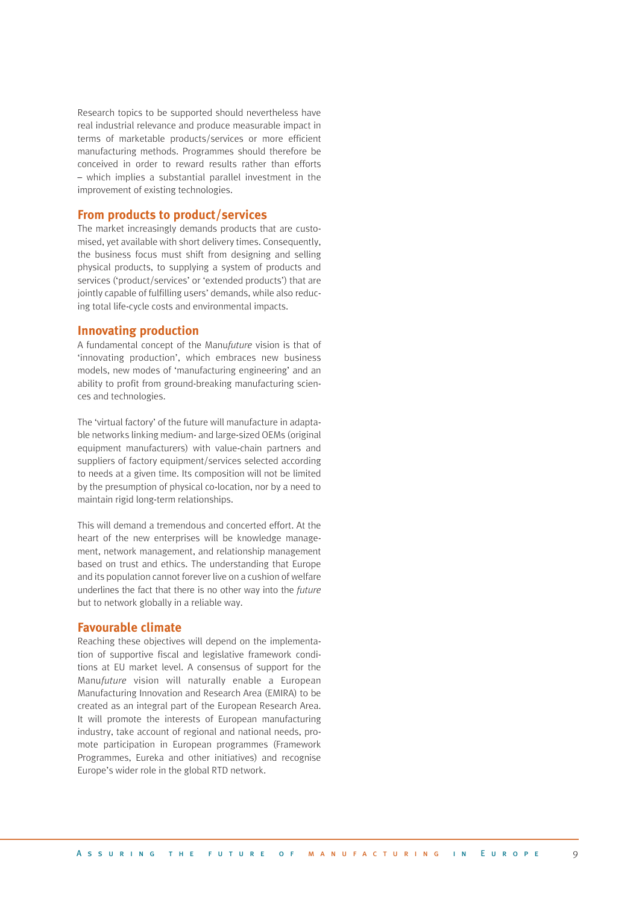Research topics to be supported should nevertheless have real industrial relevance and produce measurable impact in terms of marketable products/services or more efficient manufacturing methods. Programmes should therefore be conceived in order to reward results rather than efforts – which implies a substantial parallel investment in the improvement of existing technologies.

## From products to product/services

The market increasingly demands products that are customised, yet available with short delivery times. Consequently, the business focus must shift from designing and selling physical products, to supplying a system of products and services ('product/services' or 'extended products') that are jointly capable of fulfilling users' demands, while also reducing total life-cycle costs and environmental impacts.

## Innovating production

A fundamental concept of the Manu*future* vision is that of 'innovating production', which embraces new business models, new modes of 'manufacturing engineering' and an ability to profit from ground-breaking manufacturing sciences and technologies.

The 'virtual factory' of the future will manufacture in adaptable networks linking medium- and large-sized OEMs (original equipment manufacturers) with value-chain partners and suppliers of factory equipment/services selected according to needs at a given time. Its composition will not be limited by the presumption of physical co-location, nor by a need to maintain rigid long-term relationships.

This will demand a tremendous and concerted effort. At the heart of the new enterprises will be knowledge management, network management, and relationship management based on trust and ethics. The understanding that Europe and its population cannot forever live on a cushion of welfare underlines the fact that there is no other way into the *future* but to network globally in a reliable way.

## Favourable climate

Reaching these objectives will depend on the implementation of supportive fiscal and legislative framework conditions at EU market level. A consensus of support for the Manu*future* vision will naturally enable a European Manufacturing Innovation and Research Area (EMIRA) to be created as an integral part of the European Research Area. It will promote the interests of European manufacturing industry, take account of regional and national needs, promote participation in European programmes (Framework Programmes, Eureka and other initiatives) and recognise Europe's wider role in the global RTD network.